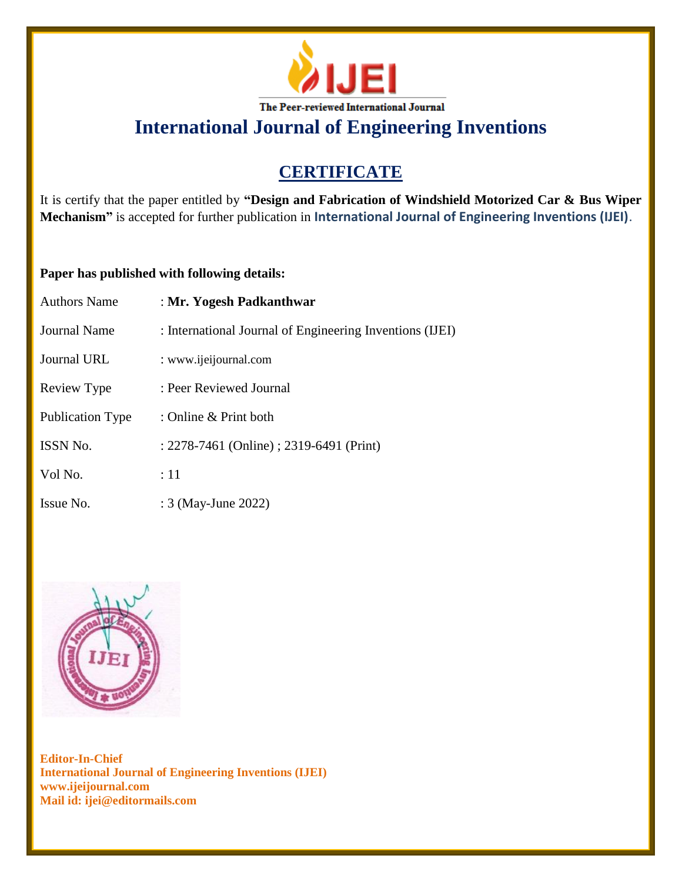IJEI

The Peer-reviewed International Journal

# International Journal of Engineering Inventions

## CERTIFICATE

It is certify that the paper entitled by **"Design and Fabrication of Windshield Motorized Car & Bus Wiper Mechanism"** is accepted for further publication in **International Journal of Engineering Inventions (IJEI)**.

**Paper has published with following details:**

| | |
|---|---|
| Authors Name | : **Mr. Yogesh Padkanthwar** |
| Journal Name | : International Journal of Engineering Inventions (IJEI) |
| Journal URL | : www.ijeijournal.com |
| Review Type | : Peer Reviewed Journal |
| Publication Type | : Online & Print both |
| ISSN No. | : 2278-7461 (Online) ; 2319-6491 (Print) |
| Vol No. | : 11 |
| Issue No. | : 3 (May-June 2022) |

**Editor-In-Chief**
**International Journal of Engineering Inventions (IJEI)**
**www.ijeijournal.com**
**Mail id: ijei@editormails.com**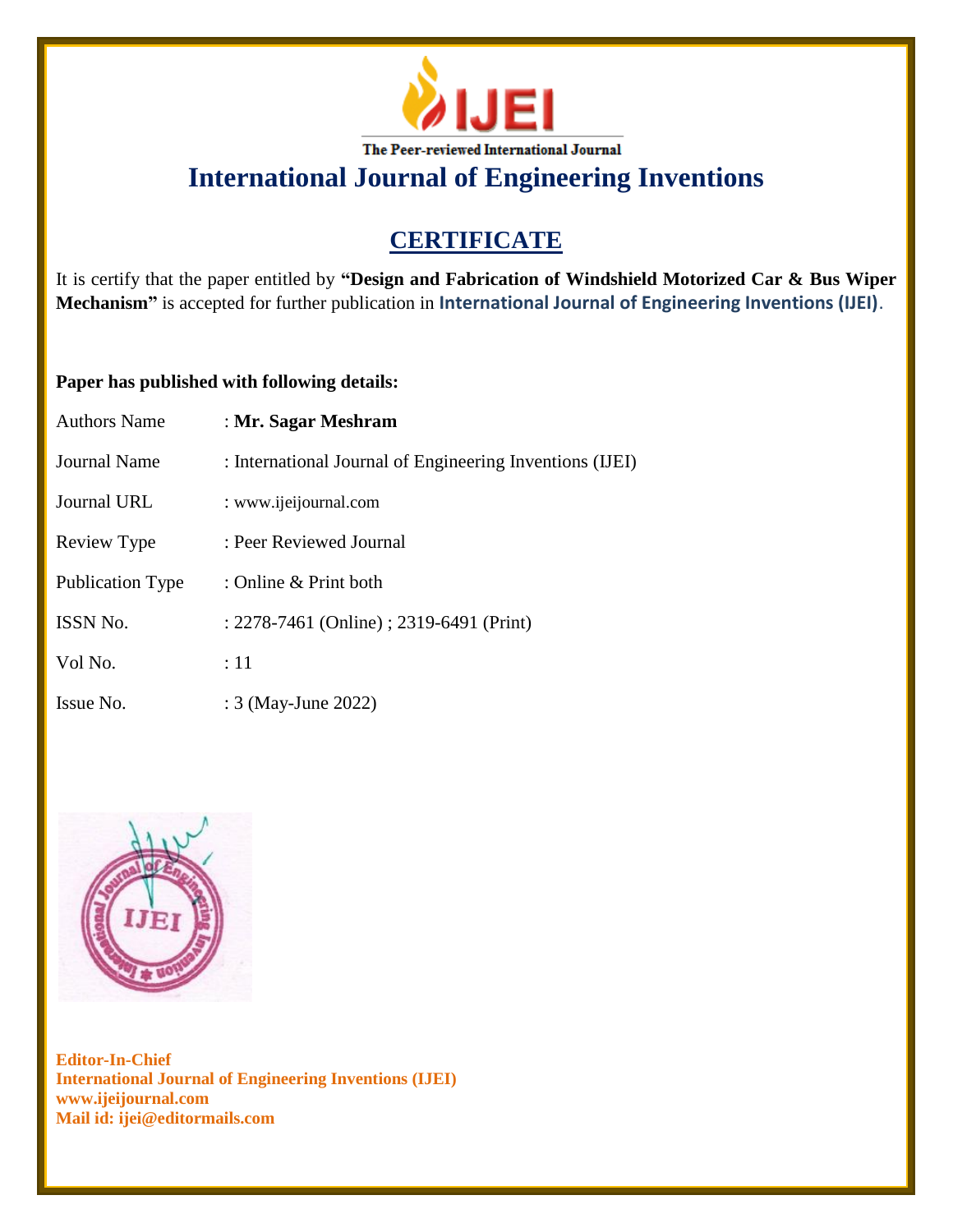**IJEI**

The Peer-reviewed International Journal

# International Journal of Engineering Inventions

## CERTIFICATE

It is certify that the paper entitled by **"Design and Fabrication of Windshield Motorized Car & Bus Wiper Mechanism"** is accepted for further publication in **International Journal of Engineering Inventions (IJEI)**.

**Paper has published with following details:**

| | |
|---|---|
| Authors Name | : **Mr. Sagar Meshram** |
| Journal Name | : International Journal of Engineering Inventions (IJEI) |
| Journal URL | : www.ijeijournal.com |
| Review Type | : Peer Reviewed Journal |
| Publication Type | : Online & Print both |
| ISSN No. | : 2278-7461 (Online) ; 2319-6491 (Print) |
| Vol No. | : 11 |
| Issue No. | : 3 (May-June 2022) |

**Editor-In-Chief**
**International Journal of Engineering Inventions (IJEI)**
**www.ijeijournal.com**
**Mail id: ijei@editormails.com**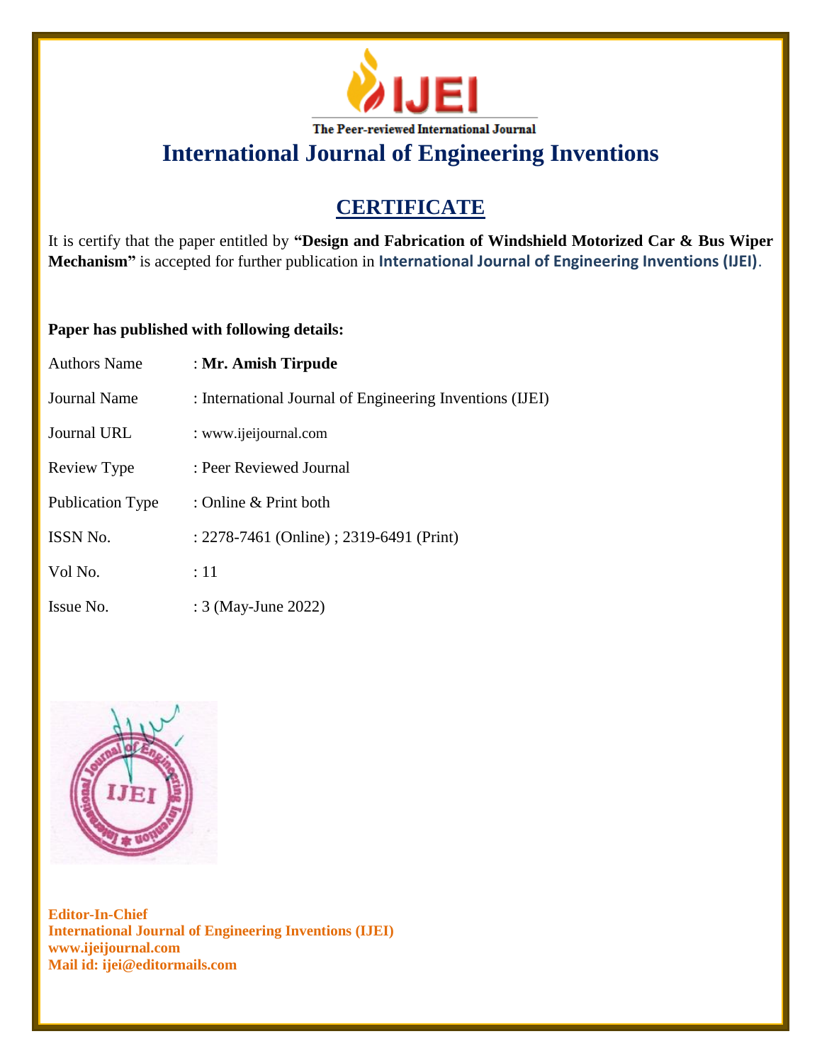# IJEI

The Peer-reviewed International Journal

# International Journal of Engineering Inventions

## CERTIFICATE

It is certify that the paper entitled by **"Design and Fabrication of Windshield Motorized Car & Bus Wiper Mechanism"** is accepted for further publication in **International Journal of Engineering Inventions (IJEI)**.

**Paper has published with following details:**

| | |
|---|---|
| Authors Name | : **Mr. Amish Tirpude** |
| Journal Name | : International Journal of Engineering Inventions (IJEI) |
| Journal URL | : www.ijeijournal.com |
| Review Type | : Peer Reviewed Journal |
| Publication Type | : Online & Print both |
| ISSN No. | : 2278-7461 (Online) ; 2319-6491 (Print) |
| Vol No. | : 11 |
| Issue No. | : 3 (May-June 2022) |

**Editor-In-Chief**
**International Journal of Engineering Inventions (IJEI)**
**www.ijeijournal.com**
**Mail id: ijei@editormails.com**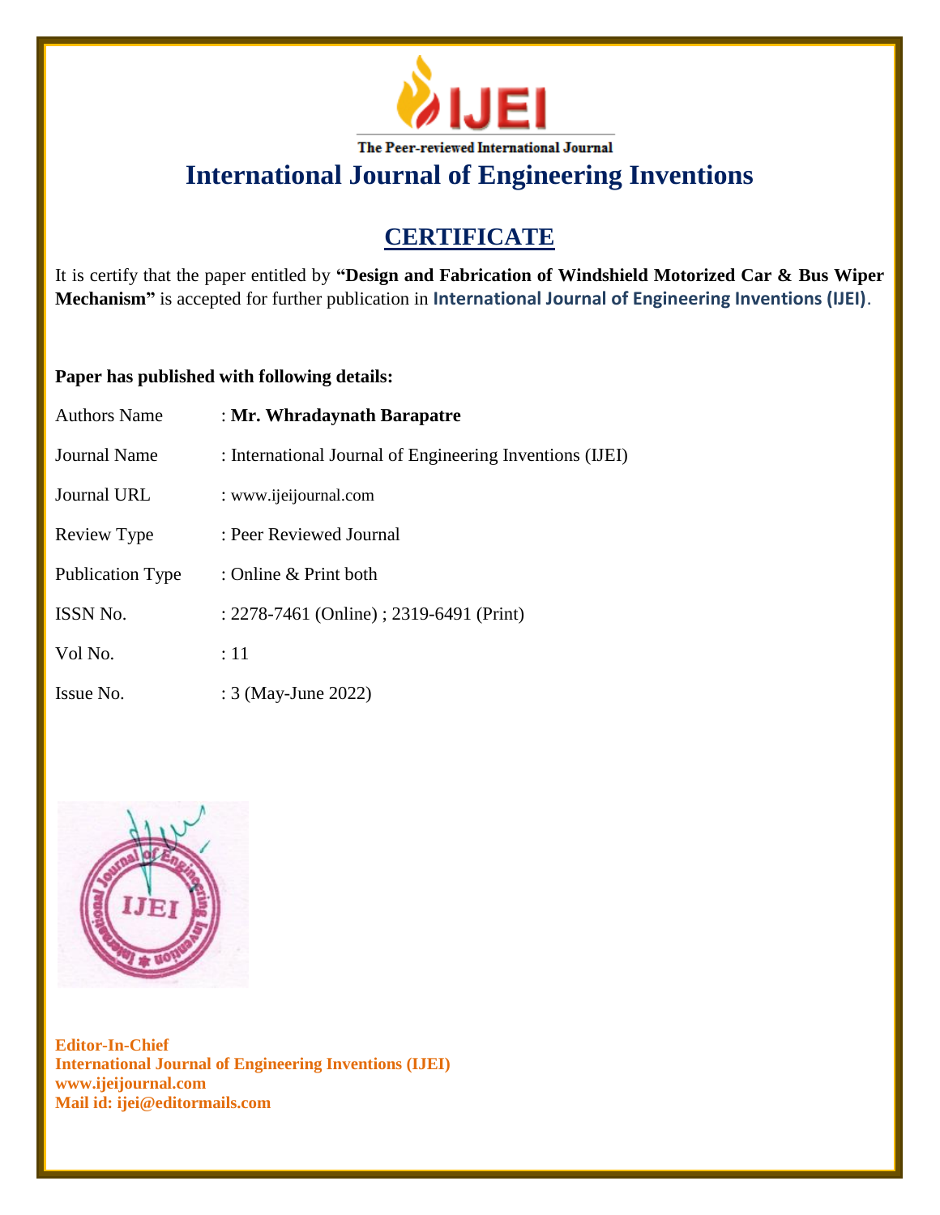**IJEI**

The Peer-reviewed International Journal

# International Journal of Engineering Inventions

## CERTIFICATE

It is certify that the paper entitled by **"Design and Fabrication of Windshield Motorized Car & Bus Wiper Mechanism"** is accepted for further publication in **International Journal of Engineering Inventions (IJEI)**.

**Paper has published with following details:**

| | |
|---|---|
| Authors Name | : **Mr. Whradaynath Barapatre** |
| Journal Name | : International Journal of Engineering Inventions (IJEI) |
| Journal URL | : www.ijeijournal.com |
| Review Type | : Peer Reviewed Journal |
| Publication Type | : Online & Print both |
| ISSN No. | : 2278-7461 (Online) ; 2319-6491 (Print) |
| Vol No. | : 11 |
| Issue No. | : 3 (May-June 2022) |

**Editor-In-Chief**
**International Journal of Engineering Inventions (IJEI)**
**www.ijeijournal.com**
**Mail id: ijei@editormails.com**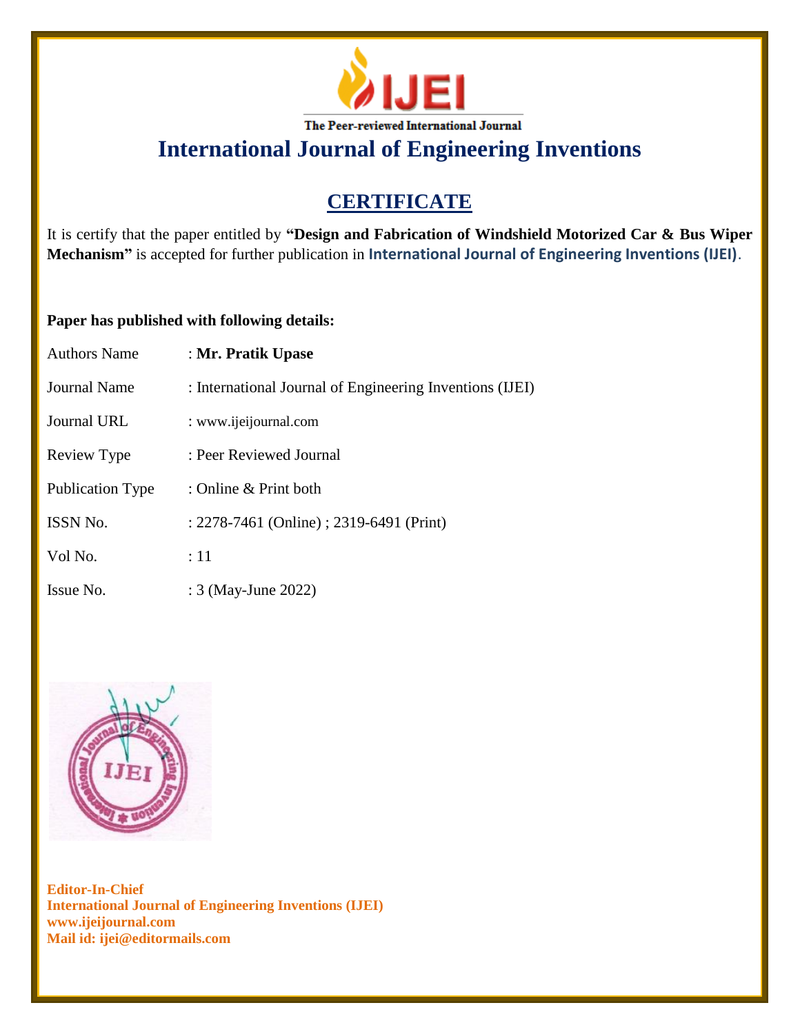The Peer-reviewed International Journal

# International Journal of Engineering Inventions

## CERTIFICATE

It is certify that the paper entitled by **"Design and Fabrication of Windshield Motorized Car & Bus Wiper Mechanism"** is accepted for further publication in **International Journal of Engineering Inventions (IJEI)**.

**Paper has published with following details:**

| | |
|---|---|
| Authors Name | : **Mr. Pratik Upase** |
| Journal Name | : International Journal of Engineering Inventions (IJEI) |
| Journal URL | : www.ijeijournal.com |
| Review Type | : Peer Reviewed Journal |
| Publication Type | : Online & Print both |
| ISSN No. | : 2278-7461 (Online) ; 2319-6491 (Print) |
| Vol No. | : 11 |
| Issue No. | : 3 (May-June 2022) |

**Editor-In-Chief**
**International Journal of Engineering Inventions (IJEI)**
**www.ijeijournal.com**
**Mail id: ijei@editormails.com**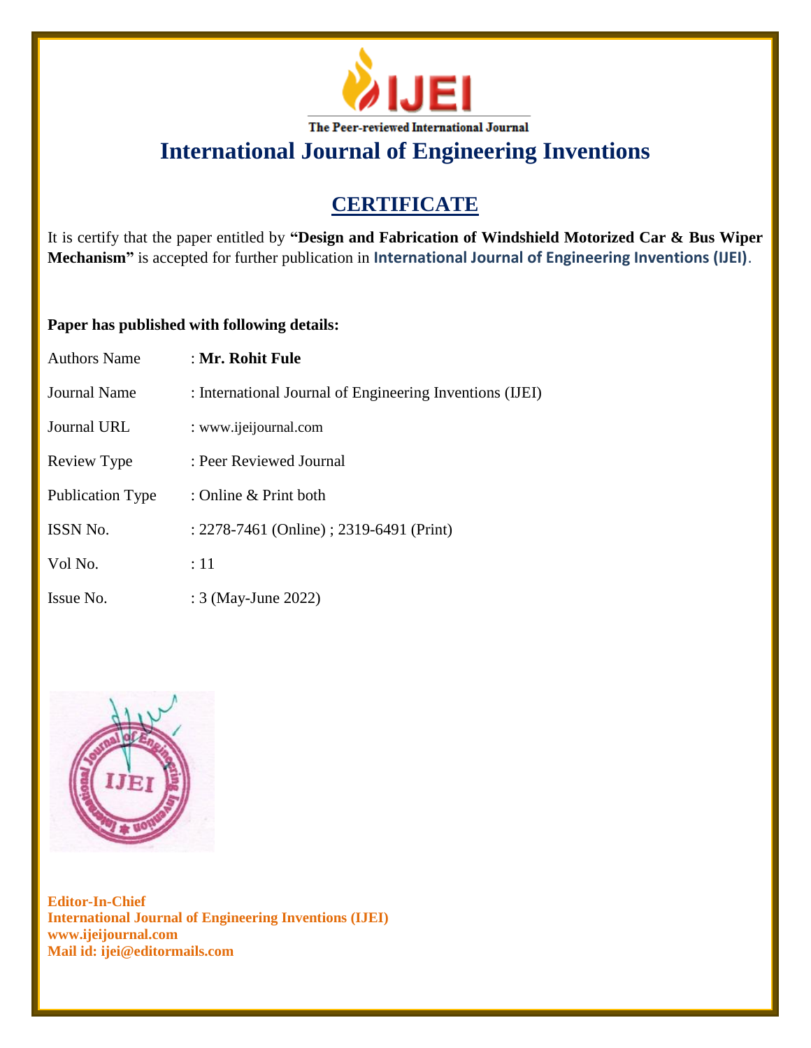IJEI

The Peer-reviewed International Journal

# International Journal of Engineering Inventions

## CERTIFICATE

It is certify that the paper entitled by **"Design and Fabrication of Windshield Motorized Car & Bus Wiper Mechanism"** is accepted for further publication in **International Journal of Engineering Inventions (IJEI)**.

**Paper has published with following details:**

| | |
|---|---|
| Authors Name | : **Mr. Rohit Fule** |
| Journal Name | : International Journal of Engineering Inventions (IJEI) |
| Journal URL | : www.ijeijournal.com |
| Review Type | : Peer Reviewed Journal |
| Publication Type | : Online & Print both |
| ISSN No. | : 2278-7461 (Online) ; 2319-6491 (Print) |
| Vol No. | : 11 |
| Issue No. | : 3 (May-June 2022) |

**Editor-In-Chief**
**International Journal of Engineering Inventions (IJEI)**
**www.ijeijournal.com**
**Mail id: ijei@editormails.com**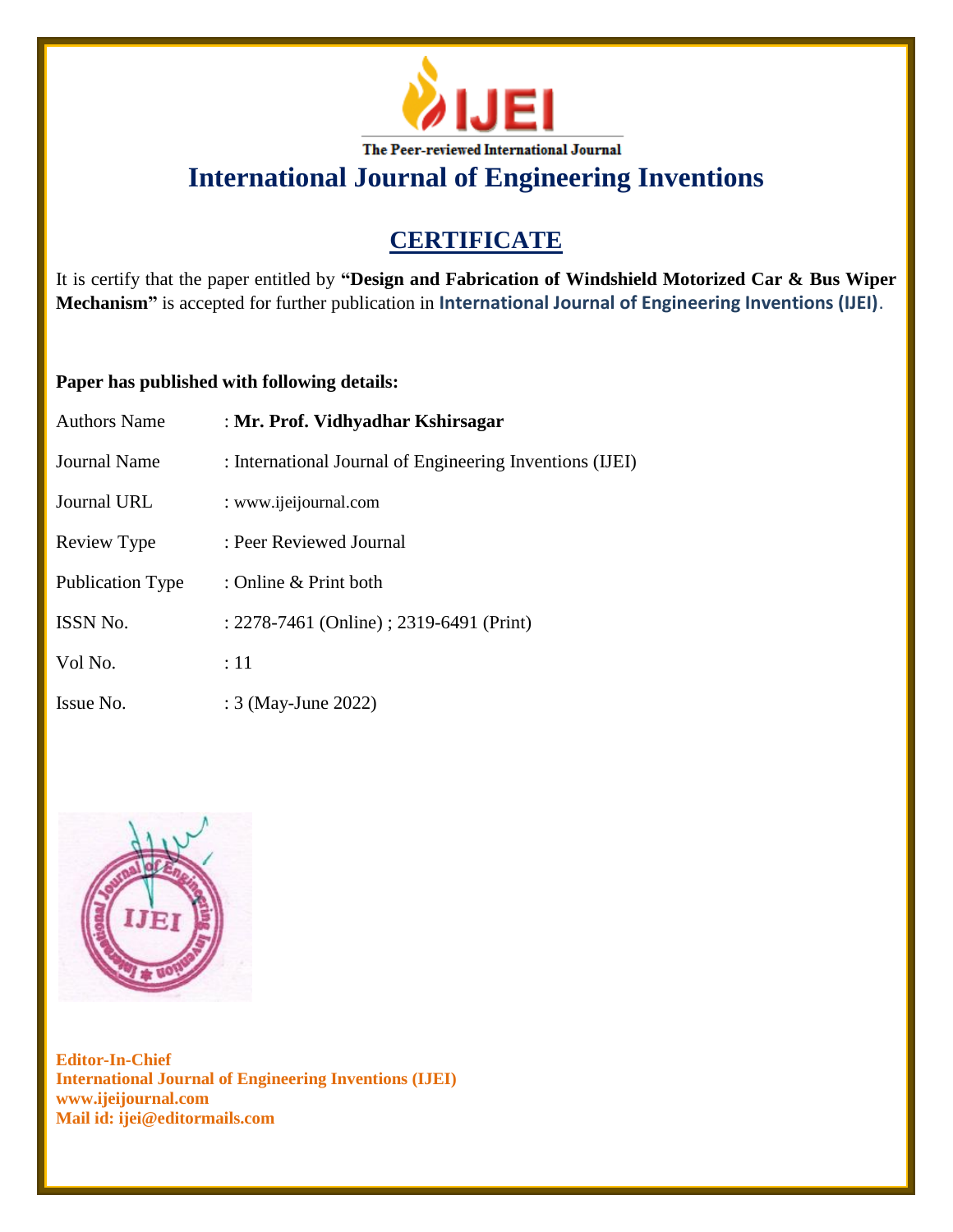The Peer-reviewed International Journal

# International Journal of Engineering Inventions

## CERTIFICATE

It is certify that the paper entitled by **"Design and Fabrication of Windshield Motorized Car & Bus Wiper Mechanism"** is accepted for further publication in **International Journal of Engineering Inventions (IJEI)**.

**Paper has published with following details:**

| | |
|---|---|
| Authors Name | : **Mr. Prof. Vidhyadhar Kshirsagar** |
| Journal Name | : International Journal of Engineering Inventions (IJEI) |
| Journal URL | : www.ijeijournal.com |
| Review Type | : Peer Reviewed Journal |
| Publication Type | : Online & Print both |
| ISSN No. | : 2278-7461 (Online) ; 2319-6491 (Print) |
| Vol No. | : 11 |
| Issue No. | : 3 (May-June 2022) |

**Editor-In-Chief**
**International Journal of Engineering Inventions (IJEI)**
**www.ijeijournal.com**
**Mail id: ijei@editormails.com**